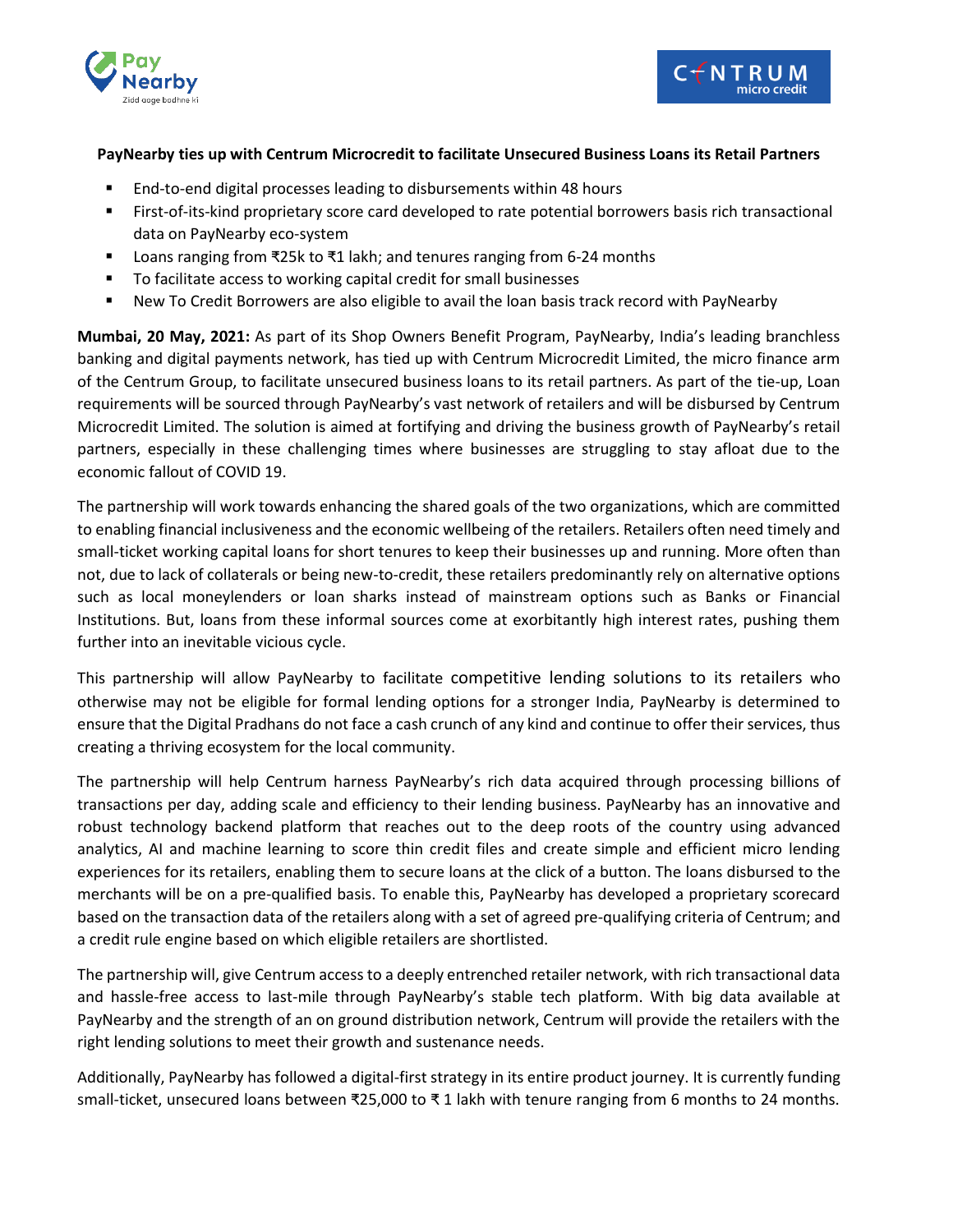**PayNearby ties up with Centrum Microcredit to facilitate Unsecured Business Loans its Retail Partners**

- End-to-end digital processes leading to disbursements within 48 hours
- First-of-its-kind proprietary score card developed to rate potential borrowers basis rich transactional data on PayNearby eco-system
- Loans ranging from ₹25k to ₹1 lakh; and tenures ranging from 6-24 months
- To facilitate access to working capital credit for small businesses
- New To Credit Borrowers are also eligible to avail the loan basis track record with PayNearby

**Mumbai, 20 May, 2021:** As part of its Shop Owners Benefit Program, PayNearby, India's leading branchless banking and digital payments network, has tied up with Centrum Microcredit Limited, the micro finance arm of the Centrum Group, to facilitate unsecured business loans to its retail partners. As part of the tie-up, Loan requirements will be sourced through PayNearby's vast network of retailers and will be disbursed by Centrum Microcredit Limited. The solution is aimed at fortifying and driving the business growth of PayNearby's retail partners, especially in these challenging times where businesses are struggling to stay afloat due to the economic fallout of COVID 19.

The partnership will work towards enhancing the shared goals of the two organizations, which are committed to enabling financial inclusiveness and the economic wellbeing of the retailers. Retailers often need timely and small-ticket working capital loans for short tenures to keep their businesses up and running. More often than not, due to lack of collaterals or being new-to-credit, these retailers predominantly rely on alternative options such as local moneylenders or loan sharks instead of mainstream options such as Banks or Financial Institutions. But, loans from these informal sources come at exorbitantly high interest rates, pushing them further into an inevitable vicious cycle.

This partnership will allow PayNearby to facilitate competitive lending solutions to its retailers who otherwise may not be eligible for formal lending options for a stronger India, PayNearby is determined to ensure that the Digital Pradhans do not face a cash crunch of any kind and continue to offer their services, thus creating a thriving ecosystem for the local community.

The partnership will help Centrum harness PayNearby's rich data acquired through processing billions of transactions per day, adding scale and efficiency to their lending business. PayNearby has an innovative and robust technology backend platform that reaches out to the deep roots of the country using advanced analytics, AI and machine learning to score thin credit files and create simple and efficient micro lending experiences for its retailers, enabling them to secure loans at the click of a button. The loans disbursed to the merchants will be on a pre-qualified basis. To enable this, PayNearby has developed a proprietary scorecard based on the transaction data of the retailers along with a set of agreed pre-qualifying criteria of Centrum; and a credit rule engine based on which eligible retailers are shortlisted.

The partnership will, give Centrum access to a deeply entrenched retailer network, with rich transactional data and hassle-free access to last-mile through PayNearby's stable tech platform. With big data available at PayNearby and the strength of an on ground distribution network, Centrum will provide the retailers with the right lending solutions to meet their growth and sustenance needs.

Additionally, PayNearby has followed a digital-first strategy in its entire product journey. It is currently funding small-ticket, unsecured loans between ₹25,000 to ₹ 1 lakh with tenure ranging from 6 months to 24 months.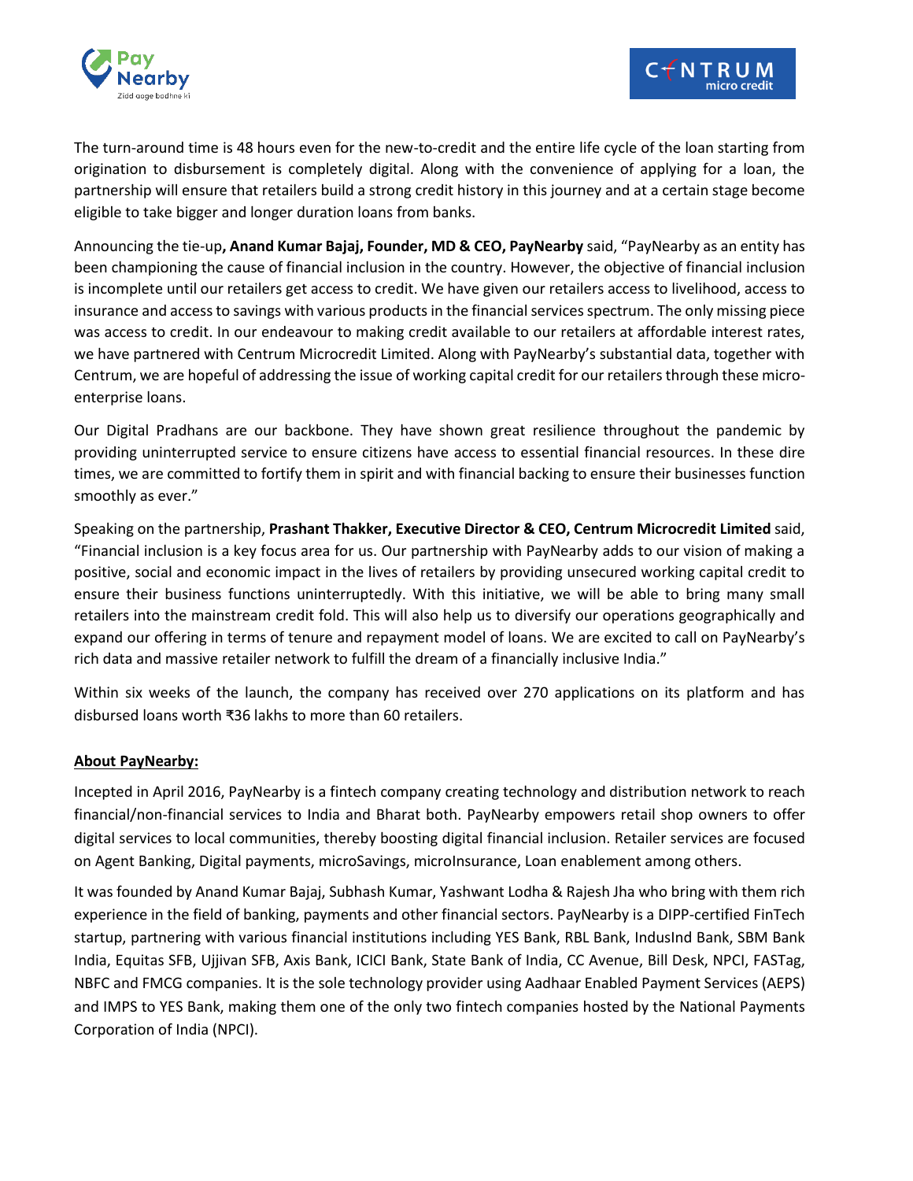The turn-around time is 48 hours even for the new-to-credit and the entire life cycle of the loan starting from origination to disbursement is completely digital. Along with the convenience of applying for a loan, the partnership will ensure that retailers build a strong credit history in this journey and at a certain stage become eligible to take bigger and longer duration loans from banks.

Announcing the tie-up**, Anand Kumar Bajaj, Founder, MD & CEO, PayNearby** said, "PayNearby as an entity has been championing the cause of financial inclusion in the country. However, the objective of financial inclusion is incomplete until our retailers get access to credit. We have given our retailers access to livelihood, access to insurance and access to savings with various products in the financial services spectrum. The only missing piece was access to credit. In our endeavour to making credit available to our retailers at affordable interest rates, we have partnered with Centrum Microcredit Limited. Along with PayNearby's substantial data, together with Centrum, we are hopeful of addressing the issue of working capital credit for our retailers through these micro-enterprise loans.

Our Digital Pradhans are our backbone. They have shown great resilience throughout the pandemic by providing uninterrupted service to ensure citizens have access to essential financial resources. In these dire times, we are committed to fortify them in spirit and with financial backing to ensure their businesses function smoothly as ever."

Speaking on the partnership, **Prashant Thakker, Executive Director & CEO, Centrum Microcredit Limited** said, "Financial inclusion is a key focus area for us. Our partnership with PayNearby adds to our vision of making a positive, social and economic impact in the lives of retailers by providing unsecured working capital credit to ensure their business functions uninterruptedly. With this initiative, we will be able to bring many small retailers into the mainstream credit fold. This will also help us to diversify our operations geographically and expand our offering in terms of tenure and repayment model of loans. We are excited to call on PayNearby's rich data and massive retailer network to fulfill the dream of a financially inclusive India."

Within six weeks of the launch, the company has received over 270 applications on its platform and has disbursed loans worth ₹36 lakhs to more than 60 retailers.

**About PayNearby:**

Incepted in April 2016, PayNearby is a fintech company creating technology and distribution network to reach financial/non-financial services to India and Bharat both. PayNearby empowers retail shop owners to offer digital services to local communities, thereby boosting digital financial inclusion. Retailer services are focused on Agent Banking, Digital payments, microSavings, microInsurance, Loan enablement among others.

It was founded by Anand Kumar Bajaj, Subhash Kumar, Yashwant Lodha & Rajesh Jha who bring with them rich experience in the field of banking, payments and other financial sectors. PayNearby is a DIPP-certified FinTech startup, partnering with various financial institutions including YES Bank, RBL Bank, IndusInd Bank, SBM Bank India, Equitas SFB, Ujjivan SFB, Axis Bank, ICICI Bank, State Bank of India, CC Avenue, Bill Desk, NPCI, FASTag, NBFC and FMCG companies. It is the sole technology provider using Aadhaar Enabled Payment Services (AEPS) and IMPS to YES Bank, making them one of the only two fintech companies hosted by the National Payments Corporation of India (NPCI).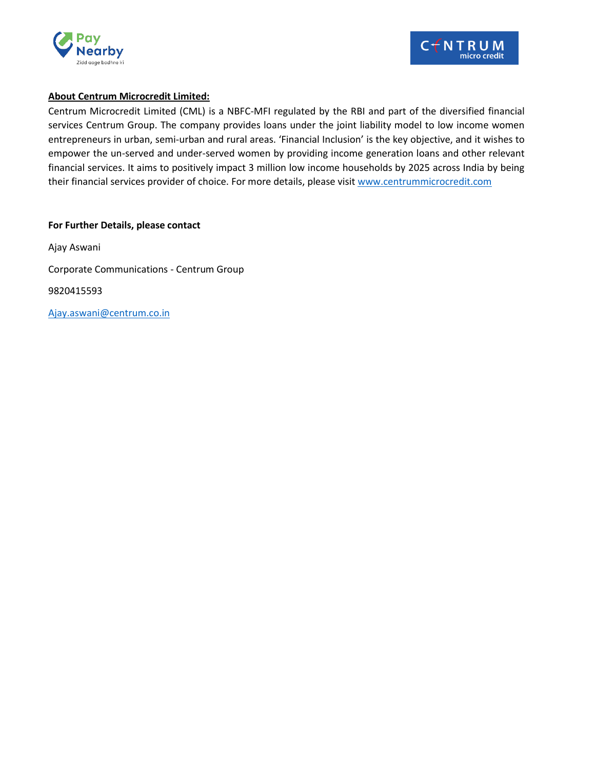**About Centrum Microcredit Limited:**

Centrum Microcredit Limited (CML) is a NBFC-MFI regulated by the RBI and part of the diversified financial services Centrum Group. The company provides loans under the joint liability model to low income women entrepreneurs in urban, semi-urban and rural areas. 'Financial Inclusion' is the key objective, and it wishes to empower the un-served and under-served women by providing income generation loans and other relevant financial services. It aims to positively impact 3 million low income households by 2025 across India by being their financial services provider of choice. For more details, please visit www.centrummicrocredit.com

**For Further Details, please contact**

Ajay Aswani

Corporate Communications - Centrum Group

9820415593

Ajay.aswani@centrum.co.in